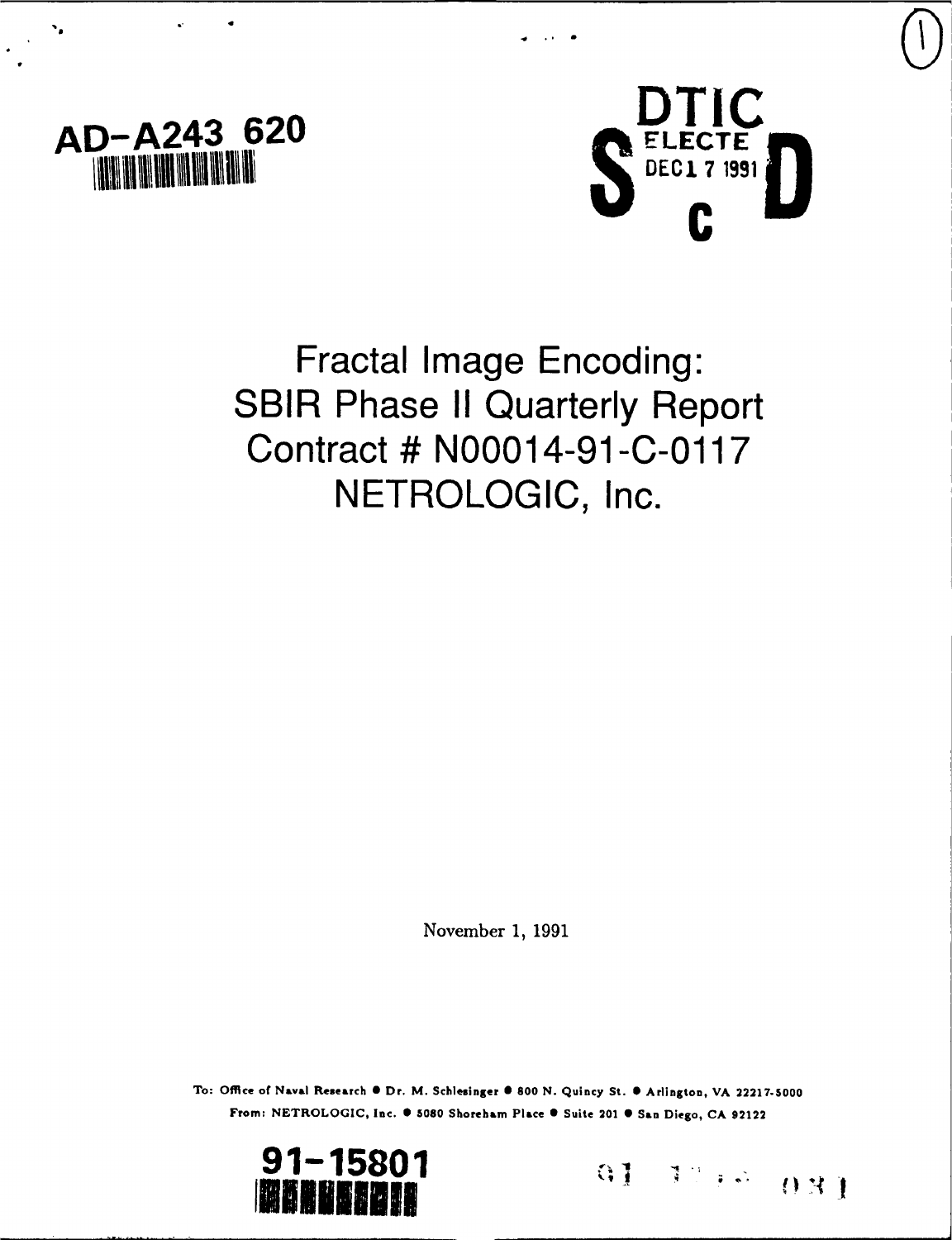AD-A243 620

DTIC
ELECTE
DEC 17 1991
S C D

# Fractal Image Encoding: SBIR Phase II Quarterly Report Contract # N00014-91-C-0117 NETROLOGIC, Inc.

November 1, 1991

To: Office of Naval Research • Dr. M. Schlesinger • 800 N. Quincy St. • Arlington, VA 22217-5000
From: NETROLOGIC, Inc. • 5080 Shoreham Place • Suite 201 • San Diego, CA 92122

91-15801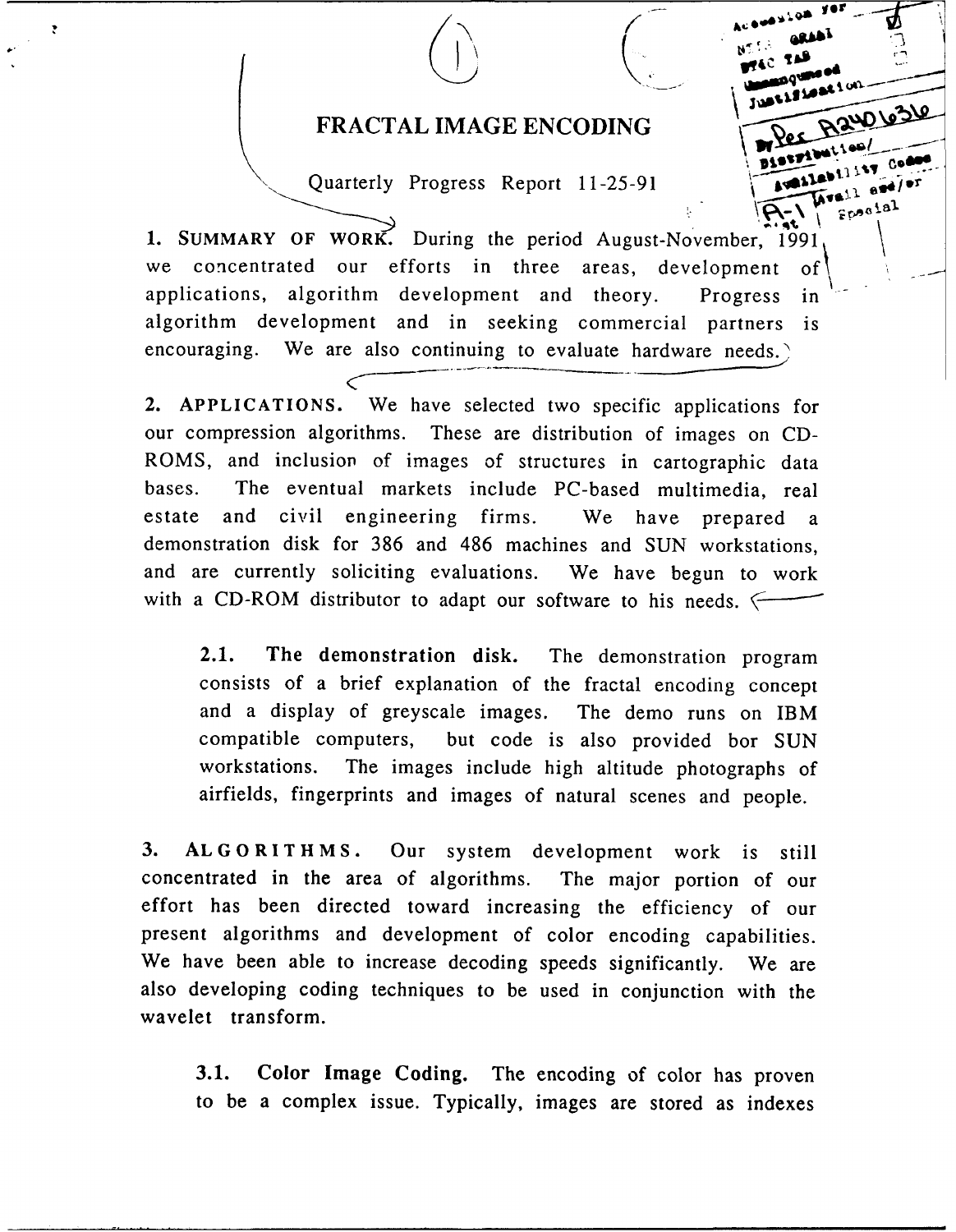# FRACTAL IMAGE ENCODING

Quarterly Progress Report 11-25-91

**1. SUMMARY OF WORK.** During the period August-November, 1991 we concentrated our efforts in three areas, development of applications, algorithm development and theory. Progress in algorithm development and in seeking commercial partners is encouraging. We are also continuing to evaluate hardware needs.

**2. APPLICATIONS.** We have selected two specific applications for our compression algorithms. These are distribution of images on CD-ROMS, and inclusion of images of structures in cartographic data bases. The eventual markets include PC-based multimedia, real estate and civil engineering firms. We have prepared a demonstration disk for 386 and 486 machines and SUN workstations, and are currently soliciting evaluations. We have begun to work with a CD-ROM distributor to adapt our software to his needs.

**2.1. The demonstration disk.** The demonstration program consists of a brief explanation of the fractal encoding concept and a display of greyscale images. The demo runs on IBM compatible computers, but code is also provided bor SUN workstations. The images include high altitude photographs of airfields, fingerprints and images of natural scenes and people.

**3. ALGORITHMS.** Our system development work is still concentrated in the area of algorithms. The major portion of our effort has been directed toward increasing the efficiency of our present algorithms and development of color encoding capabilities. We have been able to increase decoding speeds significantly. We are also developing coding techniques to be used in conjunction with the wavelet transform.

**3.1. Color Image Coding.** The encoding of color has proven to be a complex issue. Typically, images are stored as indexes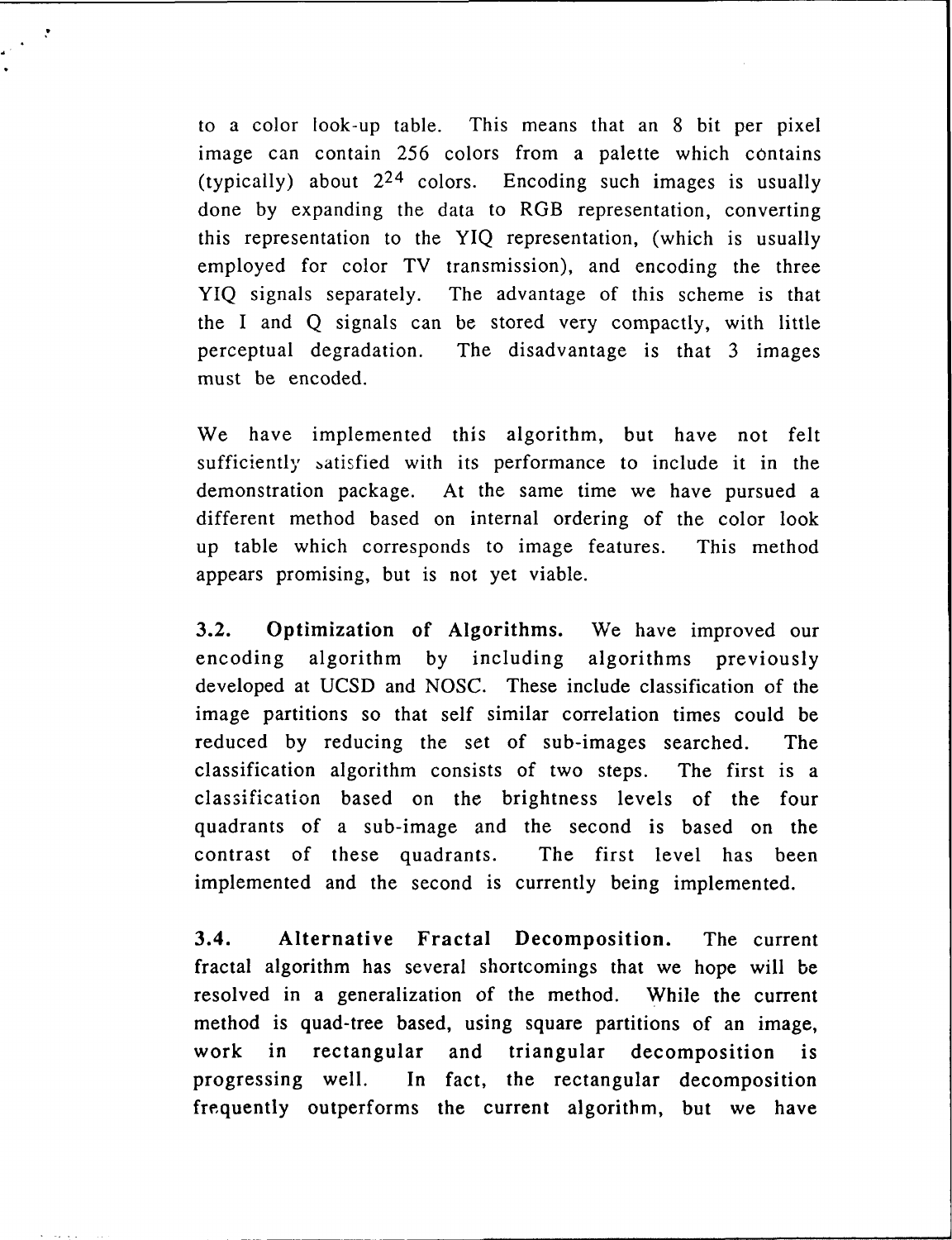to a color look-up table. This means that an 8 bit per pixel image can contain 256 colors from a palette which contains (typically) about $2^{24}$ colors. Encoding such images is usually done by expanding the data to RGB representation, converting this representation to the YIQ representation, (which is usually employed for color TV transmission), and encoding the three YIQ signals separately. The advantage of this scheme is that the I and Q signals can be stored very compactly, with little perceptual degradation. The disadvantage is that 3 images must be encoded.

We have implemented this algorithm, but have not felt sufficiently satisfied with its performance to include it in the demonstration package. At the same time we have pursued a different method based on internal ordering of the color look up table which corresponds to image features. This method appears promising, but is not yet viable.

**3.2. Optimization of Algorithms.** We have improved our encoding algorithm by including algorithms previously developed at UCSD and NOSC. These include classification of the image partitions so that self similar correlation times could be reduced by reducing the set of sub-images searched. The classification algorithm consists of two steps. The first is a classification based on the brightness levels of the four quadrants of a sub-image and the second is based on the contrast of these quadrants. The first level has been implemented and the second is currently being implemented.

**3.4. Alternative Fractal Decomposition.** The current fractal algorithm has several shortcomings that we hope will be resolved in a generalization of the method. While the current method is quad-tree based, using square partitions of an image, work in rectangular and triangular decomposition is progressing well. In fact, the rectangular decomposition frequently outperforms the current algorithm, but we have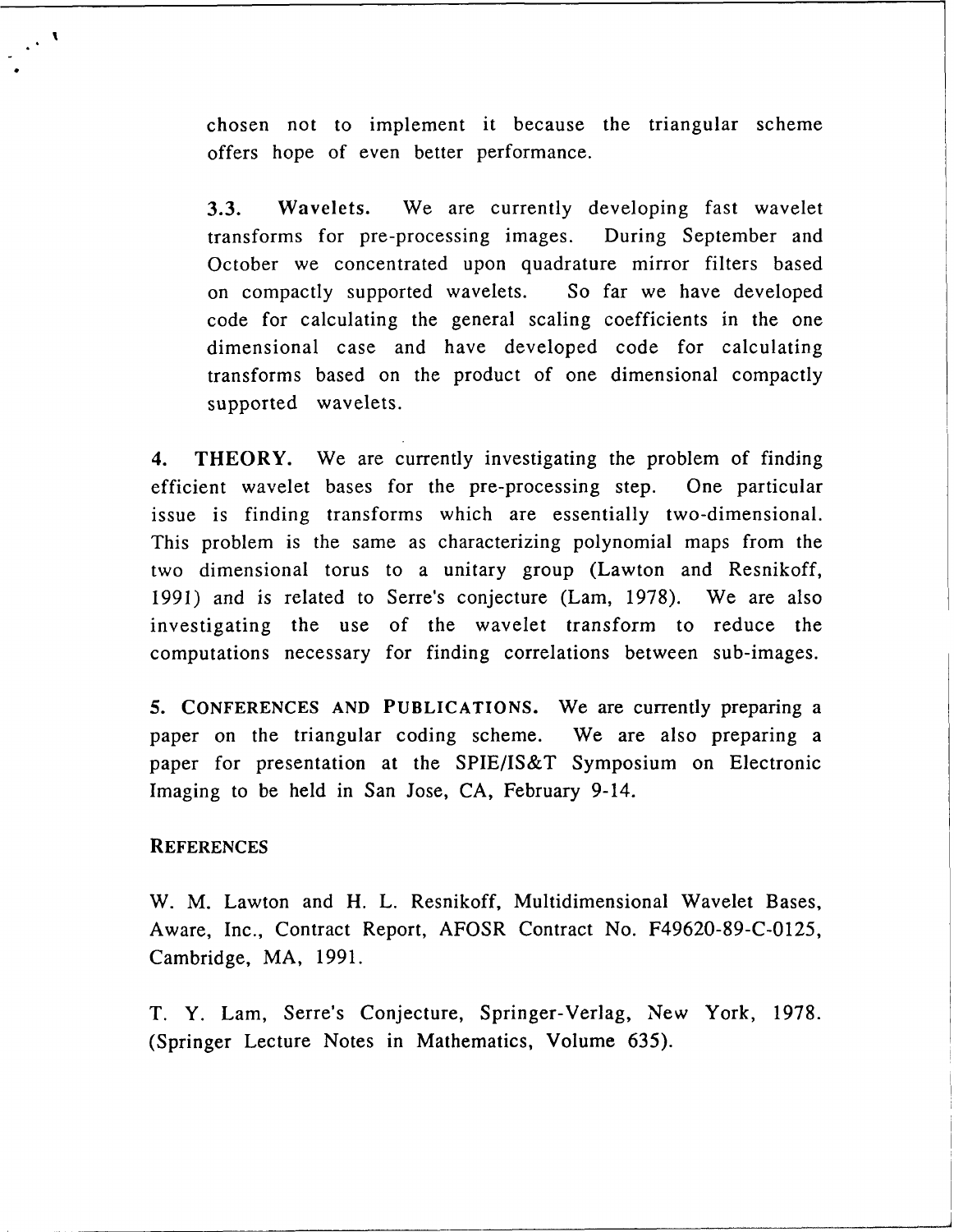chosen not to implement it because the triangular scheme offers hope of even better performance.

**3.3. Wavelets.** We are currently developing fast wavelet transforms for pre-processing images. During September and October we concentrated upon quadrature mirror filters based on compactly supported wavelets. So far we have developed code for calculating the general scaling coefficients in the one dimensional case and have developed code for calculating transforms based on the product of one dimensional compactly supported wavelets.

**4. THEORY.** We are currently investigating the problem of finding efficient wavelet bases for the pre-processing step. One particular issue is finding transforms which are essentially two-dimensional. This problem is the same as characterizing polynomial maps from the two dimensional torus to a unitary group (Lawton and Resnikoff, 1991) and is related to Serre's conjecture (Lam, 1978). We are also investigating the use of the wavelet transform to reduce the computations necessary for finding correlations between sub-images.

**5. CONFERENCES AND PUBLICATIONS.** We are currently preparing a paper on the triangular coding scheme. We are also preparing a paper for presentation at the SPIE/IS&T Symposium on Electronic Imaging to be held in San Jose, CA, February 9-14.

## REFERENCES

W. M. Lawton and H. L. Resnikoff, Multidimensional Wavelet Bases, Aware, Inc., Contract Report, AFOSR Contract No. F49620-89-C-0125, Cambridge, MA, 1991.

T. Y. Lam, Serre's Conjecture, Springer-Verlag, New York, 1978. (Springer Lecture Notes in Mathematics, Volume 635).